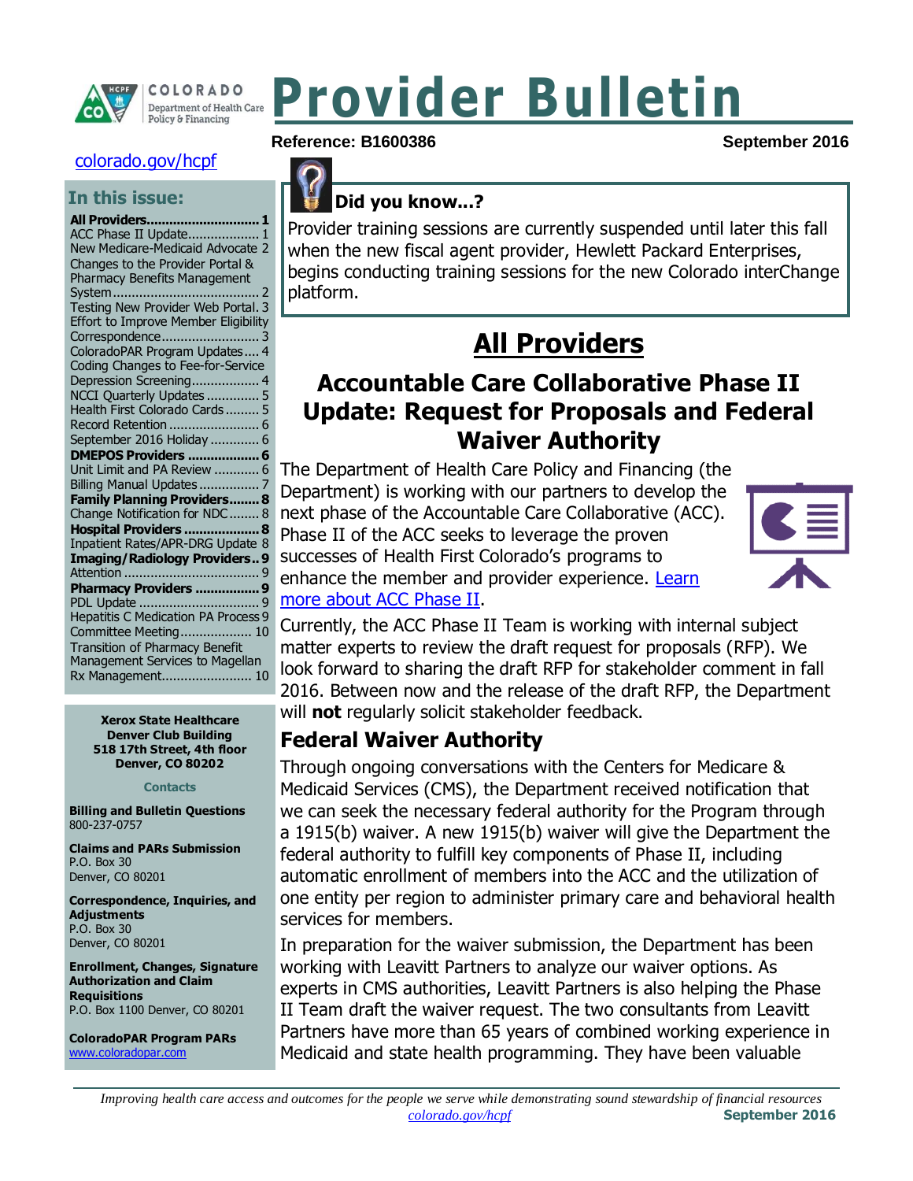# Provider Bulletin

COLORADO Department of Health Care Policy & Financing

**Reference: B1600386** **September 2016**

colorado.gov/hcpf

## In this issue:

**All Providers................................ 1**
ACC Phase II Update.................. 1
New Medicare-Medicaid Advocate 2
Changes to the Provider Portal & Pharmacy Benefits Management System....................................... 2
Testing New Provider Web Portal. 3
Effort to Improve Member Eligibility Correspondence.......................... 3
ColoradoPAR Program Updates.... 4
Coding Changes to Fee-for-Service Depression Screening.................. 4
NCCI Quarterly Updates ............. 5
Health First Colorado Cards......... 5
Record Retention ........................ 6
September 2016 Holiday ............. 6
**DMEPOS Providers .................. 6**
Unit Limit and PA Review ........... 6
Billing Manual Updates ............... 7
**Family Planning Providers........ 8**
Change Notification for NDC........ 8
**Hospital Providers ................... 8**
Inpatient Rates/APR-DRG Update 8
**Imaging/Radiology Providers.. 9**
Attention .................................. 9
**Pharmacy Providers ................ 9**
PDL Update ............................... 9
Hepatitis C Medication PA Process 9
Committee Meeting................... 10
Transition of Pharmacy Benefit Management Services to Magellan Rx Management....................... 10

**Xerox State Healthcare**
**Denver Club Building**
**518 17th Street, 4th floor**
**Denver, CO 80202**

**Contacts**

**Billing and Bulletin Questions**
800-237-0757

**Claims and PARs Submission**
P.O. Box 30
Denver, CO 80201

**Correspondence, Inquiries, and Adjustments**
P.O. Box 30
Denver, CO 80201

**Enrollment, Changes, Signature Authorization and Claim Requisitions**
P.O. Box 1100 Denver, CO 80201

**ColoradoPAR Program PARs**
www.coloradopar.com

### Did you know...?

Provider training sessions are currently suspended until later this fall when the new fiscal agent provider, Hewlett Packard Enterprises, begins conducting training sessions for the new Colorado interChange platform.

# All Providers

## Accountable Care Collaborative Phase II Update: Request for Proposals and Federal Waiver Authority

The Department of Health Care Policy and Financing (the Department) is working with our partners to develop the next phase of the Accountable Care Collaborative (ACC). Phase II of the ACC seeks to leverage the proven successes of Health First Colorado's programs to enhance the member and provider experience. Learn more about ACC Phase II.

Currently, the ACC Phase II Team is working with internal subject matter experts to review the draft request for proposals (RFP). We look forward to sharing the draft RFP for stakeholder comment in fall 2016. Between now and the release of the draft RFP, the Department will **not** regularly solicit stakeholder feedback.

### Federal Waiver Authority

Through ongoing conversations with the Centers for Medicare & Medicaid Services (CMS), the Department received notification that we can seek the necessary federal authority for the Program through a 1915(b) waiver. A new 1915(b) waiver will give the Department the federal authority to fulfill key components of Phase II, including automatic enrollment of members into the ACC and the utilization of one entity per region to administer primary care and behavioral health services for members.

In preparation for the waiver submission, the Department has been working with Leavitt Partners to analyze our waiver options. As experts in CMS authorities, Leavitt Partners is also helping the Phase II Team draft the waiver request. The two consultants from Leavitt Partners have more than 65 years of combined working experience in Medicaid and state health programming. They have been valuable

*Improving health care access and outcomes for the people we serve while demonstrating sound stewardship of financial resources*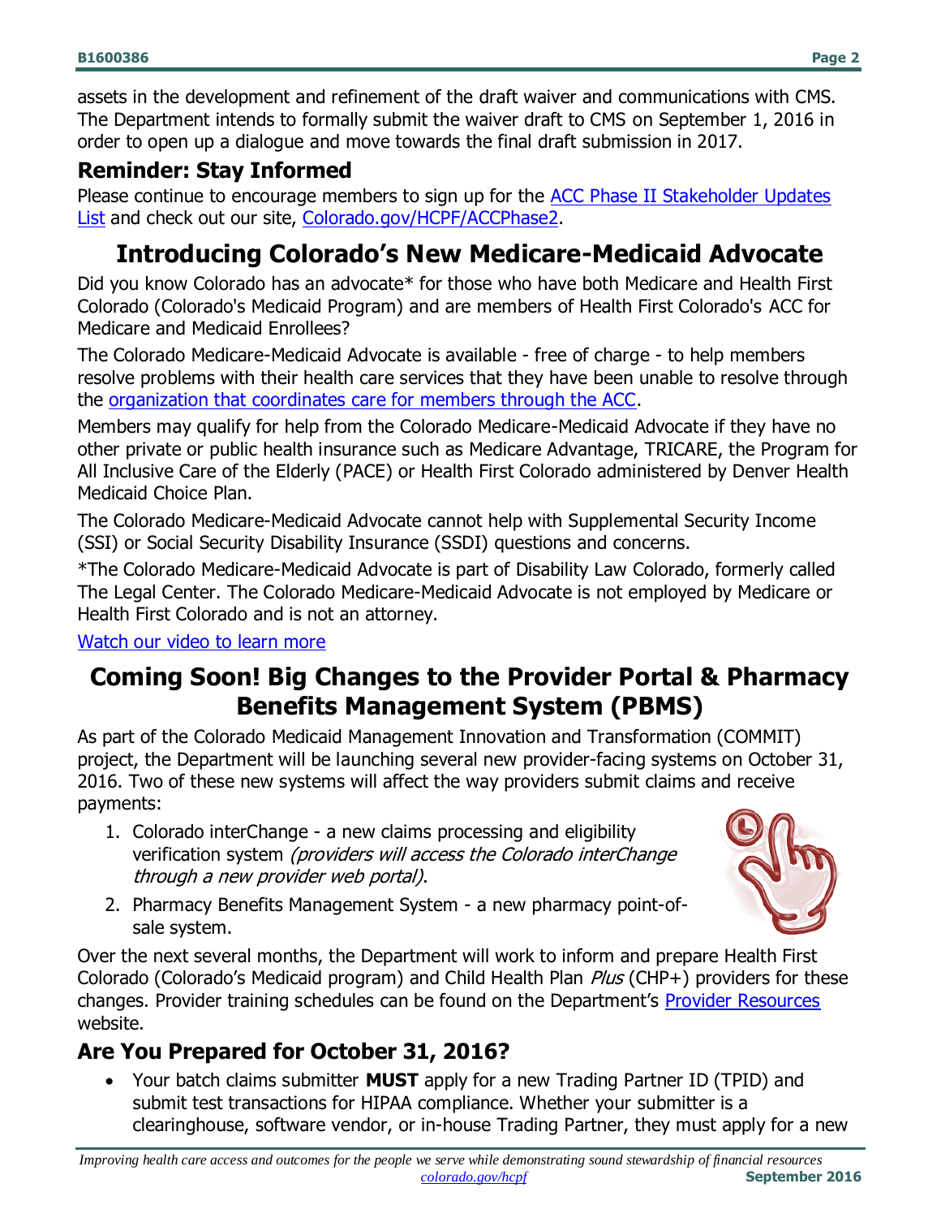assets in the development and refinement of the draft waiver and communications with CMS. The Department intends to formally submit the waiver draft to CMS on September 1, 2016 in order to open up a dialogue and move towards the final draft submission in 2017.

### Reminder: Stay Informed

Please continue to encourage members to sign up for the ACC Phase II Stakeholder Updates List and check out our site, Colorado.gov/HCPF/ACCPhase2.

## Introducing Colorado's New Medicare-Medicaid Advocate

Did you know Colorado has an advocate* for those who have both Medicare and Health First Colorado (Colorado's Medicaid Program) and are members of Health First Colorado's ACC for Medicare and Medicaid Enrollees?

The Colorado Medicare-Medicaid Advocate is available - free of charge - to help members resolve problems with their health care services that they have been unable to resolve through the organization that coordinates care for members through the ACC.

Members may qualify for help from the Colorado Medicare-Medicaid Advocate if they have no other private or public health insurance such as Medicare Advantage, TRICARE, the Program for All Inclusive Care of the Elderly (PACE) or Health First Colorado administered by Denver Health Medicaid Choice Plan.

The Colorado Medicare-Medicaid Advocate cannot help with Supplemental Security Income (SSI) or Social Security Disability Insurance (SSDI) questions and concerns.

*The Colorado Medicare-Medicaid Advocate is part of Disability Law Colorado, formerly called The Legal Center. The Colorado Medicare-Medicaid Advocate is not employed by Medicare or Health First Colorado and is not an attorney.

Watch our video to learn more

## Coming Soon! Big Changes to the Provider Portal & Pharmacy Benefits Management System (PBMS)

As part of the Colorado Medicaid Management Innovation and Transformation (COMMIT) project, the Department will be launching several new provider-facing systems on October 31, 2016. Two of these new systems will affect the way providers submit claims and receive payments:

1. Colorado interChange - a new claims processing and eligibility verification system *(providers will access the Colorado interChange through a new provider web portal)*.
2. Pharmacy Benefits Management System - a new pharmacy point-of-sale system.

Over the next several months, the Department will work to inform and prepare Health First Colorado (Colorado's Medicaid program) and Child Health Plan *Plus* (CHP+) providers for these changes. Provider training schedules can be found on the Department's Provider Resources website.

### Are You Prepared for October 31, 2016?

- Your batch claims submitter **MUST** apply for a new Trading Partner ID (TPID) and submit test transactions for HIPAA compliance. Whether your submitter is a clearinghouse, software vendor, or in-house Trading Partner, they must apply for a new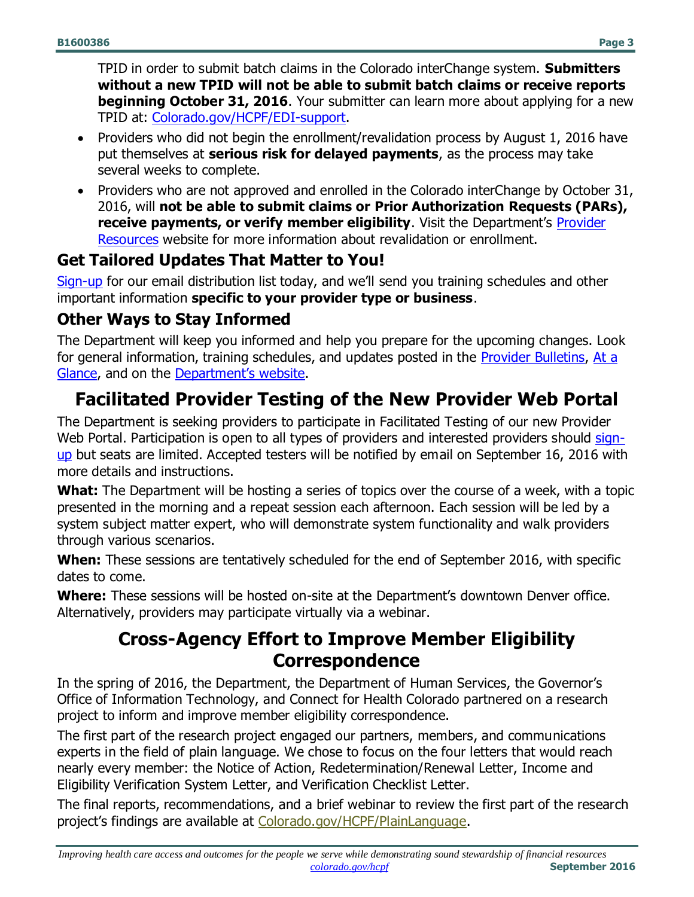TPID in order to submit batch claims in the Colorado interChange system. **Submitters without a new TPID will not be able to submit batch claims or receive reports beginning October 31, 2016**. Your submitter can learn more about applying for a new TPID at: Colorado.gov/HCPF/EDI-support.

- Providers who did not begin the enrollment/revalidation process by August 1, 2016 have put themselves at **serious risk for delayed payments**, as the process may take several weeks to complete.
- Providers who are not approved and enrolled in the Colorado interChange by October 31, 2016, will **not be able to submit claims or Prior Authorization Requests (PARs), receive payments, or verify member eligibility**. Visit the Department's Provider Resources website for more information about revalidation or enrollment.

### Get Tailored Updates That Matter to You!

Sign-up for our email distribution list today, and we'll send you training schedules and other important information **specific to your provider type or business**.

### Other Ways to Stay Informed

The Department will keep you informed and help you prepare for the upcoming changes. Look for general information, training schedules, and updates posted in the Provider Bulletins, At a Glance, and on the Department's website.

## Facilitated Provider Testing of the New Provider Web Portal

The Department is seeking providers to participate in Facilitated Testing of our new Provider Web Portal. Participation is open to all types of providers and interested providers should sign-up but seats are limited. Accepted testers will be notified by email on September 16, 2016 with more details and instructions.

**What:** The Department will be hosting a series of topics over the course of a week, with a topic presented in the morning and a repeat session each afternoon. Each session will be led by a system subject matter expert, who will demonstrate system functionality and walk providers through various scenarios.

**When:** These sessions are tentatively scheduled for the end of September 2016, with specific dates to come.

**Where:** These sessions will be hosted on-site at the Department's downtown Denver office. Alternatively, providers may participate virtually via a webinar.

## Cross-Agency Effort to Improve Member Eligibility Correspondence

In the spring of 2016, the Department, the Department of Human Services, the Governor's Office of Information Technology, and Connect for Health Colorado partnered on a research project to inform and improve member eligibility correspondence.

The first part of the research project engaged our partners, members, and communications experts in the field of plain language. We chose to focus on the four letters that would reach nearly every member: the Notice of Action, Redetermination/Renewal Letter, Income and Eligibility Verification System Letter, and Verification Checklist Letter.

The final reports, recommendations, and a brief webinar to review the first part of the research project's findings are available at Colorado.gov/HCPF/PlainLanguage.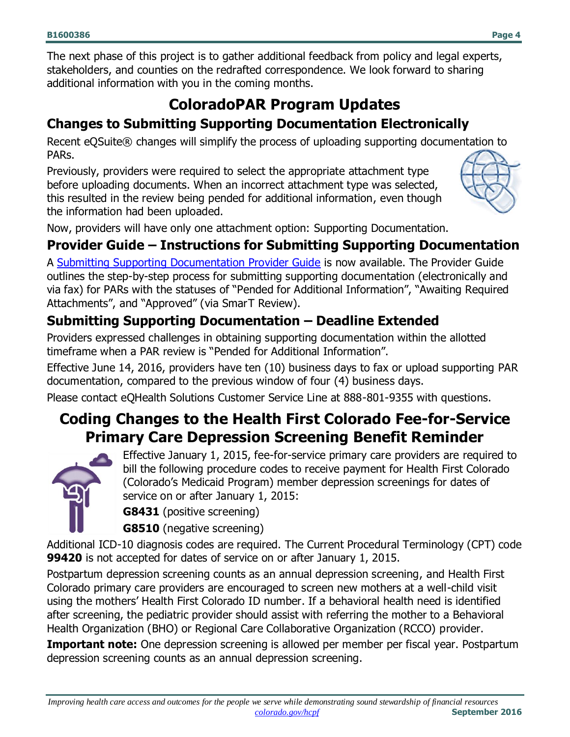The next phase of this project is to gather additional feedback from policy and legal experts, stakeholders, and counties on the redrafted correspondence. We look forward to sharing additional information with you in the coming months.

# ColoradoPAR Program Updates

## Changes to Submitting Supporting Documentation Electronically

Recent eQSuite® changes will simplify the process of uploading supporting documentation to PARs.

Previously, providers were required to select the appropriate attachment type before uploading documents. When an incorrect attachment type was selected, this resulted in the review being pended for additional information, even though the information had been uploaded.

Now, providers will have only one attachment option: Supporting Documentation.

## Provider Guide – Instructions for Submitting Supporting Documentation

A Submitting Supporting Documentation Provider Guide is now available. The Provider Guide outlines the step-by-step process for submitting supporting documentation (electronically and via fax) for PARs with the statuses of "Pended for Additional Information", "Awaiting Required Attachments", and "Approved" (via SmarT Review).

## Submitting Supporting Documentation – Deadline Extended

Providers expressed challenges in obtaining supporting documentation within the allotted timeframe when a PAR review is "Pended for Additional Information".

Effective June 14, 2016, providers have ten (10) business days to fax or upload supporting PAR documentation, compared to the previous window of four (4) business days.

Please contact eQHealth Solutions Customer Service Line at 888-801-9355 with questions.

# Coding Changes to the Health First Colorado Fee-for-Service Primary Care Depression Screening Benefit Reminder

Effective January 1, 2015, fee-for-service primary care providers are required to bill the following procedure codes to receive payment for Health First Colorado (Colorado's Medicaid Program) member depression screenings for dates of service on or after January 1, 2015:

**G8431** (positive screening)

**G8510** (negative screening)

Additional ICD-10 diagnosis codes are required. The Current Procedural Terminology (CPT) code **99420** is not accepted for dates of service on or after January 1, 2015.

Postpartum depression screening counts as an annual depression screening, and Health First Colorado primary care providers are encouraged to screen new mothers at a well-child visit using the mothers' Health First Colorado ID number. If a behavioral health need is identified after screening, the pediatric provider should assist with referring the mother to a Behavioral Health Organization (BHO) or Regional Care Collaborative Organization (RCCO) provider.

**Important note:** One depression screening is allowed per member per fiscal year. Postpartum depression screening counts as an annual depression screening.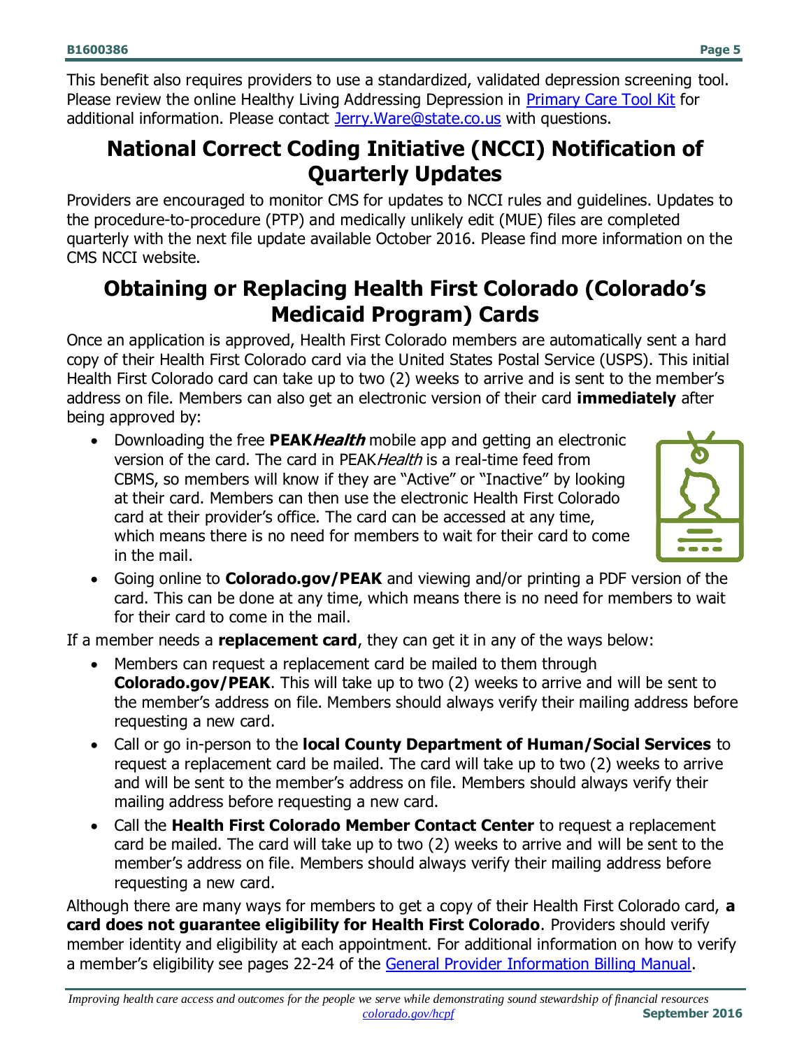This benefit also requires providers to use a standardized, validated depression screening tool. Please review the online Healthy Living Addressing Depression in [Primary Care Tool Kit](#) for additional information. Please contact [Jerry.Ware@state.co.us](mailto:Jerry.Ware@state.co.us) with questions.

## National Correct Coding Initiative (NCCI) Notification of Quarterly Updates

Providers are encouraged to monitor CMS for updates to NCCI rules and guidelines. Updates to the procedure-to-procedure (PTP) and medically unlikely edit (MUE) files are completed quarterly with the next file update available October 2016. Please find more information on the CMS NCCI website.

## Obtaining or Replacing Health First Colorado (Colorado's Medicaid Program) Cards

Once an application is approved, Health First Colorado members are automatically sent a hard copy of their Health First Colorado card via the United States Postal Service (USPS). This initial Health First Colorado card can take up to two (2) weeks to arrive and is sent to the member's address on file. Members can also get an electronic version of their card **immediately** after being approved by:

- Downloading the free **PEAK*Health*** mobile app and getting an electronic version of the card. The card in PEAK*Health* is a real-time feed from CBMS, so members will know if they are "Active" or "Inactive" by looking at their card. Members can then use the electronic Health First Colorado card at their provider's office. The card can be accessed at any time, which means there is no need for members to wait for their card to come in the mail.
- Going online to **Colorado.gov/PEAK** and viewing and/or printing a PDF version of the card. This can be done at any time, which means there is no need for members to wait for their card to come in the mail.

If a member needs a **replacement card**, they can get it in any of the ways below:

- Members can request a replacement card be mailed to them through **Colorado.gov/PEAK**. This will take up to two (2) weeks to arrive and will be sent to the member's address on file. Members should always verify their mailing address before requesting a new card.
- Call or go in-person to the **local County Department of Human/Social Services** to request a replacement card be mailed. The card will take up to two (2) weeks to arrive and will be sent to the member's address on file. Members should always verify their mailing address before requesting a new card.
- Call the **Health First Colorado Member Contact Center** to request a replacement card be mailed. The card will take up to two (2) weeks to arrive and will be sent to the member's address on file. Members should always verify their mailing address before requesting a new card.

Although there are many ways for members to get a copy of their Health First Colorado card, **a card does not guarantee eligibility for Health First Colorado**. Providers should verify member identity and eligibility at each appointment. For additional information on how to verify a member's eligibility see pages 22-24 of the [General Provider Information Billing Manual](#).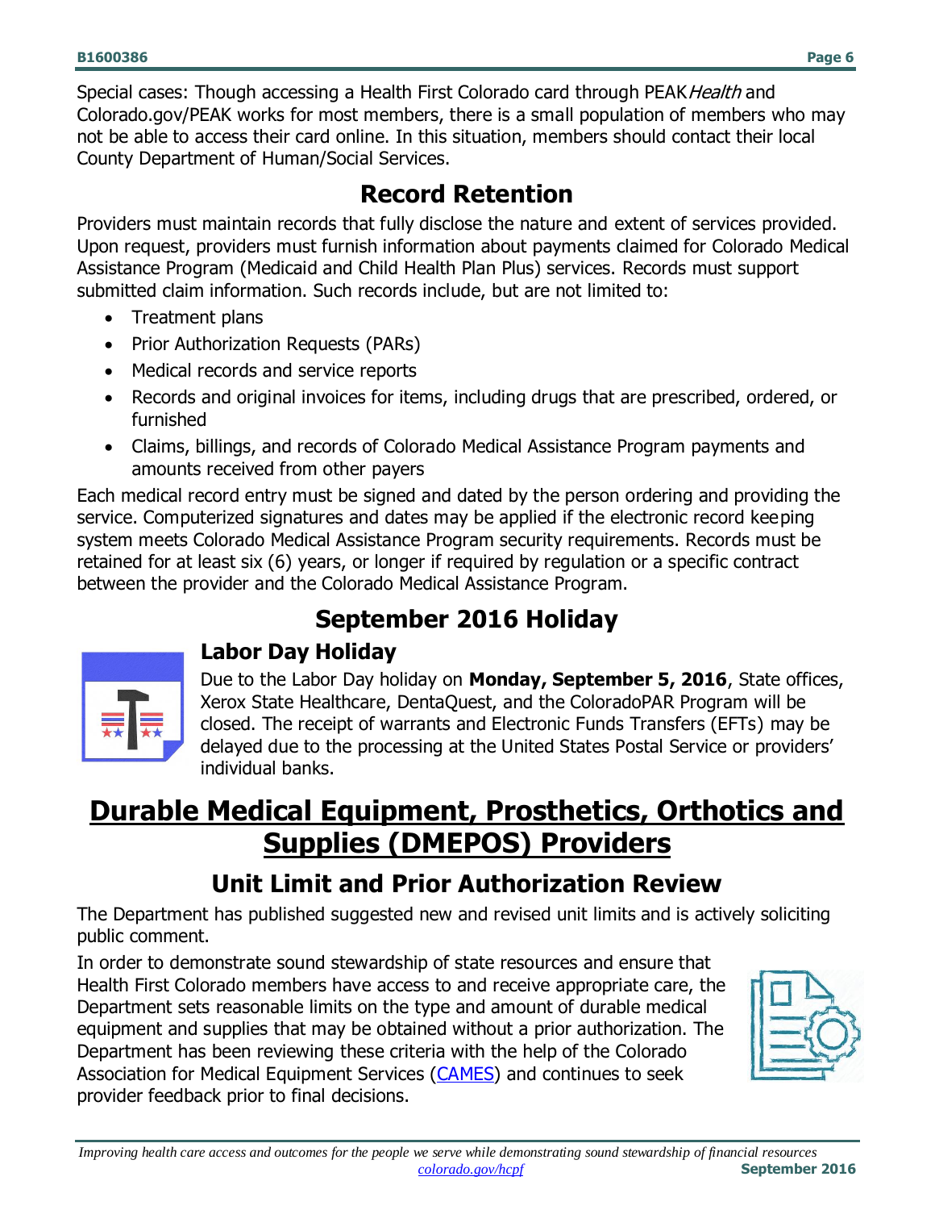Special cases: Though accessing a Health First Colorado card through PEAK*Health* and Colorado.gov/PEAK works for most members, there is a small population of members who may not be able to access their card online. In this situation, members should contact their local County Department of Human/Social Services.

## Record Retention

Providers must maintain records that fully disclose the nature and extent of services provided. Upon request, providers must furnish information about payments claimed for Colorado Medical Assistance Program (Medicaid and Child Health Plan Plus) services. Records must support submitted claim information. Such records include, but are not limited to:

- Treatment plans
- Prior Authorization Requests (PARs)
- Medical records and service reports
- Records and original invoices for items, including drugs that are prescribed, ordered, or furnished
- Claims, billings, and records of Colorado Medical Assistance Program payments and amounts received from other payers

Each medical record entry must be signed and dated by the person ordering and providing the service. Computerized signatures and dates may be applied if the electronic record keeping system meets Colorado Medical Assistance Program security requirements. Records must be retained for at least six (6) years, or longer if required by regulation or a specific contract between the provider and the Colorado Medical Assistance Program.

## September 2016 Holiday

### Labor Day Holiday

Due to the Labor Day holiday on **Monday, September 5, 2016**, State offices, Xerox State Healthcare, DentaQuest, and the ColoradoPAR Program will be closed. The receipt of warrants and Electronic Funds Transfers (EFTs) may be delayed due to the processing at the United States Postal Service or providers' individual banks.

# Durable Medical Equipment, Prosthetics, Orthotics and Supplies (DMEPOS) Providers

## Unit Limit and Prior Authorization Review

The Department has published suggested new and revised unit limits and is actively soliciting public comment.

In order to demonstrate sound stewardship of state resources and ensure that Health First Colorado members have access to and receive appropriate care, the Department sets reasonable limits on the type and amount of durable medical equipment and supplies that may be obtained without a prior authorization. The Department has been reviewing these criteria with the help of the Colorado Association for Medical Equipment Services (CAMES) and continues to seek provider feedback prior to final decisions.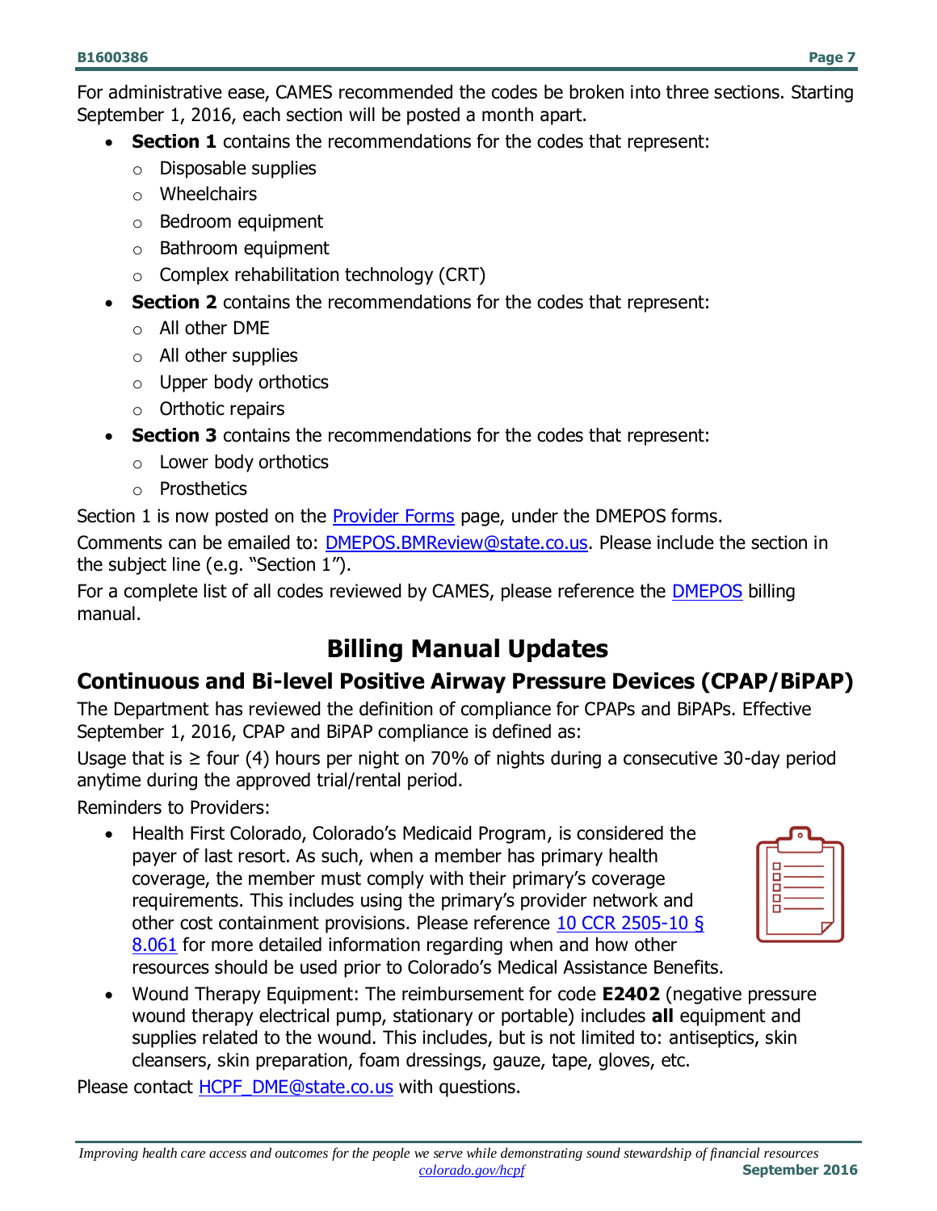For administrative ease, CAMES recommended the codes be broken into three sections. Starting September 1, 2016, each section will be posted a month apart.

- **Section 1** contains the recommendations for the codes that represent:
  - Disposable supplies
  - Wheelchairs
  - Bedroom equipment
  - Bathroom equipment
  - Complex rehabilitation technology (CRT)
- **Section 2** contains the recommendations for the codes that represent:
  - All other DME
  - All other supplies
  - Upper body orthotics
  - Orthotic repairs
- **Section 3** contains the recommendations for the codes that represent:
  - Lower body orthotics
  - Prosthetics

Section 1 is now posted on the Provider Forms page, under the DMEPOS forms.

Comments can be emailed to: DMEPOS.BMReview@state.co.us. Please include the section in the subject line (e.g. "Section 1").

For a complete list of all codes reviewed by CAMES, please reference the DMEPOS billing manual.

# Billing Manual Updates

## Continuous and Bi-level Positive Airway Pressure Devices (CPAP/BiPAP)

The Department has reviewed the definition of compliance for CPAPs and BiPAPs. Effective September 1, 2016, CPAP and BiPAP compliance is defined as:

Usage that is ≥ four (4) hours per night on 70% of nights during a consecutive 30-day period anytime during the approved trial/rental period.

Reminders to Providers:

- Health First Colorado, Colorado's Medicaid Program, is considered the payer of last resort. As such, when a member has primary health coverage, the member must comply with their primary's coverage requirements. This includes using the primary's provider network and other cost containment provisions. Please reference 10 CCR 2505-10 § 8.061 for more detailed information regarding when and how other resources should be used prior to Colorado's Medical Assistance Benefits.
- Wound Therapy Equipment: The reimbursement for code **E2402** (negative pressure wound therapy electrical pump, stationary or portable) includes **all** equipment and supplies related to the wound. This includes, but is not limited to: antiseptics, skin cleansers, skin preparation, foam dressings, gauze, tape, gloves, etc.

Please contact HCPF_DME@state.co.us with questions.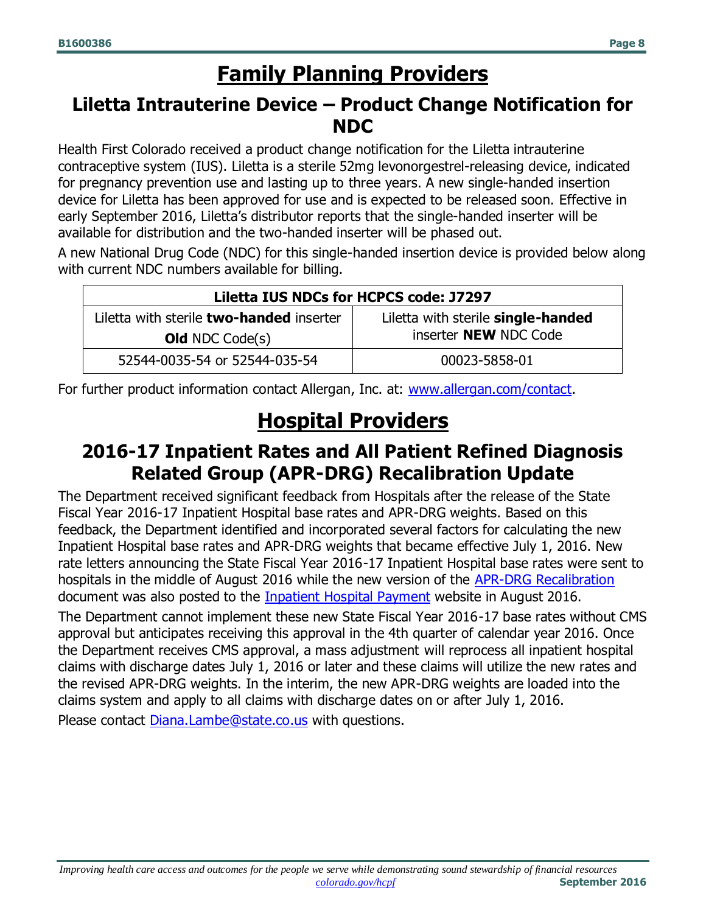# Family Planning Providers

## Liletta Intrauterine Device – Product Change Notification for NDC

Health First Colorado received a product change notification for the Liletta intrauterine contraceptive system (IUS). Liletta is a sterile 52mg levonorgestrel-releasing device, indicated for pregnancy prevention use and lasting up to three years. A new single-handed insertion device for Liletta has been approved for use and is expected to be released soon. Effective in early September 2016, Liletta's distributor reports that the single-handed inserter will be available for distribution and the two-handed inserter will be phased out.

A new National Drug Code (NDC) for this single-handed insertion device is provided below along with current NDC numbers available for billing.

| **Liletta IUS NDCs for HCPCS code: J7297** | |
|---|---|
| Liletta with sterile **two-handed** inserter **Old** NDC Code(s) | Liletta with sterile **single-handed** inserter **NEW** NDC Code |
| 52544-0035-54 or 52544-035-54 | 00023-5858-01 |

For further product information contact Allergan, Inc. at: [www.allergan.com/contact](www.allergan.com/contact).

# Hospital Providers

## 2016-17 Inpatient Rates and All Patient Refined Diagnosis Related Group (APR-DRG) Recalibration Update

The Department received significant feedback from Hospitals after the release of the State Fiscal Year 2016-17 Inpatient Hospital base rates and APR-DRG weights. Based on this feedback, the Department identified and incorporated several factors for calculating the new Inpatient Hospital base rates and APR-DRG weights that became effective July 1, 2016. New rate letters announcing the State Fiscal Year 2016-17 Inpatient Hospital base rates were sent to hospitals in the middle of August 2016 while the new version of the APR-DRG Recalibration document was also posted to the Inpatient Hospital Payment website in August 2016.

The Department cannot implement these new State Fiscal Year 2016-17 base rates without CMS approval but anticipates receiving this approval in the 4th quarter of calendar year 2016. Once the Department receives CMS approval, a mass adjustment will reprocess all inpatient hospital claims with discharge dates July 1, 2016 or later and these claims will utilize the new rates and the revised APR-DRG weights. In the interim, the new APR-DRG weights are loaded into the claims system and apply to all claims with discharge dates on or after July 1, 2016.

Please contact Diana.Lambe@state.co.us with questions.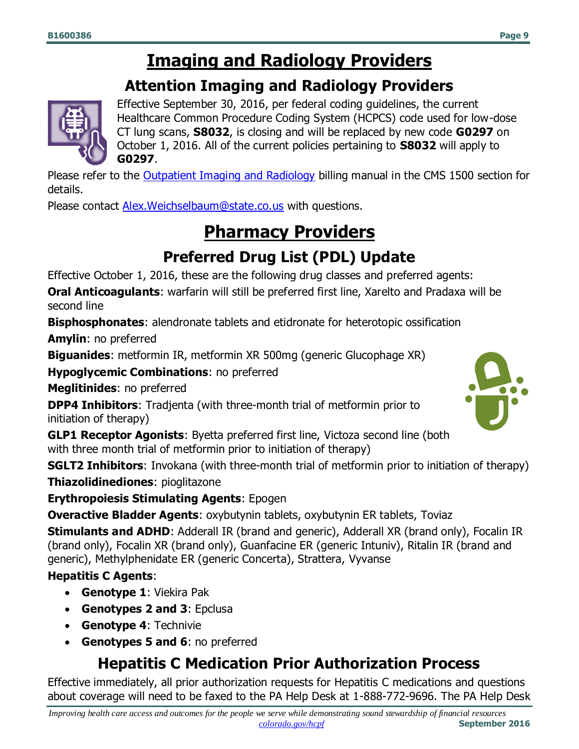# Imaging and Radiology Providers

## Attention Imaging and Radiology Providers

Effective September 30, 2016, per federal coding guidelines, the current Healthcare Common Procedure Coding System (HCPCS) code used for low-dose CT lung scans, **S8032**, is closing and will be replaced by new code **G0297** on October 1, 2016. All of the current policies pertaining to **S8032** will apply to **G0297**.

Please refer to the Outpatient Imaging and Radiology billing manual in the CMS 1500 section for details.

Please contact Alex.Weichselbaum@state.co.us with questions.

# Pharmacy Providers

## Preferred Drug List (PDL) Update

Effective October 1, 2016, these are the following drug classes and preferred agents:

**Oral Anticoagulants**: warfarin will still be preferred first line, Xarelto and Pradaxa will be second line

**Bisphosphonates**: alendronate tablets and etidronate for heterotopic ossification

**Amylin**: no preferred

**Biguanides**: metformin IR, metformin XR 500mg (generic Glucophage XR)

**Hypoglycemic Combinations**: no preferred

**Meglitinides**: no preferred

**DPP4 Inhibitors**: Tradjenta (with three-month trial of metformin prior to initiation of therapy)

**GLP1 Receptor Agonists**: Byetta preferred first line, Victoza second line (both with three month trial of metformin prior to initiation of therapy)

**SGLT2 Inhibitors**: Invokana (with three-month trial of metformin prior to initiation of therapy)

**Thiazolidinediones**: pioglitazone

**Erythropoiesis Stimulating Agents**: Epogen

**Overactive Bladder Agents**: oxybutynin tablets, oxybutynin ER tablets, Toviaz

**Stimulants and ADHD**: Adderall IR (brand and generic), Adderall XR (brand only), Focalin IR (brand only), Focalin XR (brand only), Guanfacine ER (generic Intuniv), Ritalin IR (brand and generic), Methylphenidate ER (generic Concerta), Strattera, Vyvanse

**Hepatitis C Agents**:

- **Genotype 1**: Viekira Pak
- **Genotypes 2 and 3**: Epclusa
- **Genotype 4**: Technivie
- **Genotypes 5 and 6**: no preferred

## Hepatitis C Medication Prior Authorization Process

Effective immediately, all prior authorization requests for Hepatitis C medications and questions about coverage will need to be faxed to the PA Help Desk at 1-888-772-9696. The PA Help Desk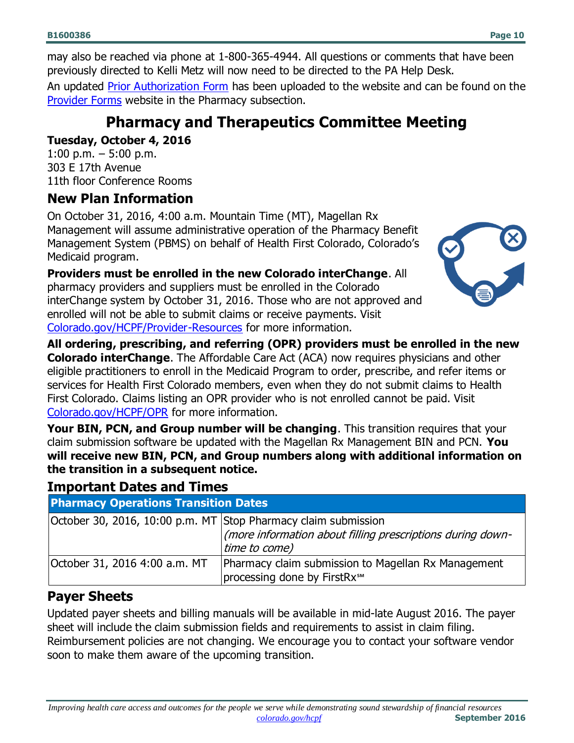may also be reached via phone at 1-800-365-4944. All questions or comments that have been previously directed to Kelli Metz will now need to be directed to the PA Help Desk.

An updated Prior Authorization Form has been uploaded to the website and can be found on the Provider Forms website in the Pharmacy subsection.

## Pharmacy and Therapeutics Committee Meeting

**Tuesday, October 4, 2016**
1:00 p.m. – 5:00 p.m.
303 E 17th Avenue
11th floor Conference Rooms

## New Plan Information

On October 31, 2016, 4:00 a.m. Mountain Time (MT), Magellan Rx Management will assume administrative operation of the Pharmacy Benefit Management System (PBMS) on behalf of Health First Colorado, Colorado's Medicaid program.

**Providers must be enrolled in the new Colorado interChange**. All pharmacy providers and suppliers must be enrolled in the Colorado interChange system by October 31, 2016. Those who are not approved and enrolled will not be able to submit claims or receive payments. Visit Colorado.gov/HCPF/Provider-Resources for more information.

**All ordering, prescribing, and referring (OPR) providers must be enrolled in the new Colorado interChange**. The Affordable Care Act (ACA) now requires physicians and other eligible practitioners to enroll in the Medicaid Program to order, prescribe, and refer items or services for Health First Colorado members, even when they do not submit claims to Health First Colorado. Claims listing an OPR provider who is not enrolled cannot be paid. Visit Colorado.gov/HCPF/OPR for more information.

**Your BIN, PCN, and Group number will be changing**. This transition requires that your claim submission software be updated with the Magellan Rx Management BIN and PCN. **You will receive new BIN, PCN, and Group numbers along with additional information on the transition in a subsequent notice.**

## Important Dates and Times

| Pharmacy Operations Transition Dates | |
|---|---|
| October 30, 2016, 10:00 p.m. MT | Stop Pharmacy claim submission *(more information about filling prescriptions during down-time to come)* |
| October 31, 2016 4:00 a.m. MT | Pharmacy claim submission to Magellan Rx Management processing done by FirstRx℠ |

## Payer Sheets

Updated payer sheets and billing manuals will be available in mid-late August 2016. The payer sheet will include the claim submission fields and requirements to assist in claim filing. Reimbursement policies are not changing. We encourage you to contact your software vendor soon to make them aware of the upcoming transition.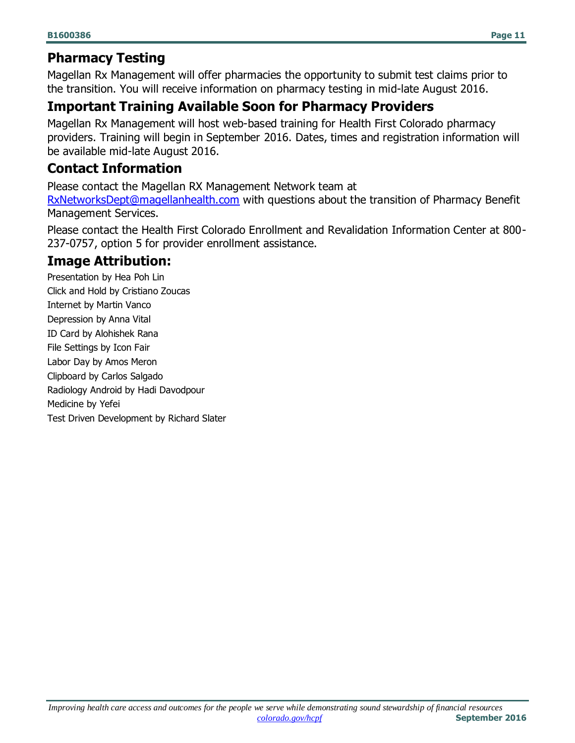## Pharmacy Testing

Magellan Rx Management will offer pharmacies the opportunity to submit test claims prior to the transition. You will receive information on pharmacy testing in mid-late August 2016.

## Important Training Available Soon for Pharmacy Providers

Magellan Rx Management will host web-based training for Health First Colorado pharmacy providers. Training will begin in September 2016. Dates, times and registration information will be available mid-late August 2016.

## Contact Information

Please contact the Magellan RX Management Network team at [RxNetworksDept@magellanhealth.com](mailto:RxNetworksDept@magellanhealth.com) with questions about the transition of Pharmacy Benefit Management Services.

Please contact the Health First Colorado Enrollment and Revalidation Information Center at 800-237-0757, option 5 for provider enrollment assistance.

## Image Attribution:

Presentation by Hea Poh Lin
Click and Hold by Cristiano Zoucas
Internet by Martin Vanco
Depression by Anna Vital
ID Card by Alohishek Rana
File Settings by Icon Fair
Labor Day by Amos Meron
Clipboard by Carlos Salgado
Radiology Android by Hadi Davodpour
Medicine by Yefei
Test Driven Development by Richard Slater